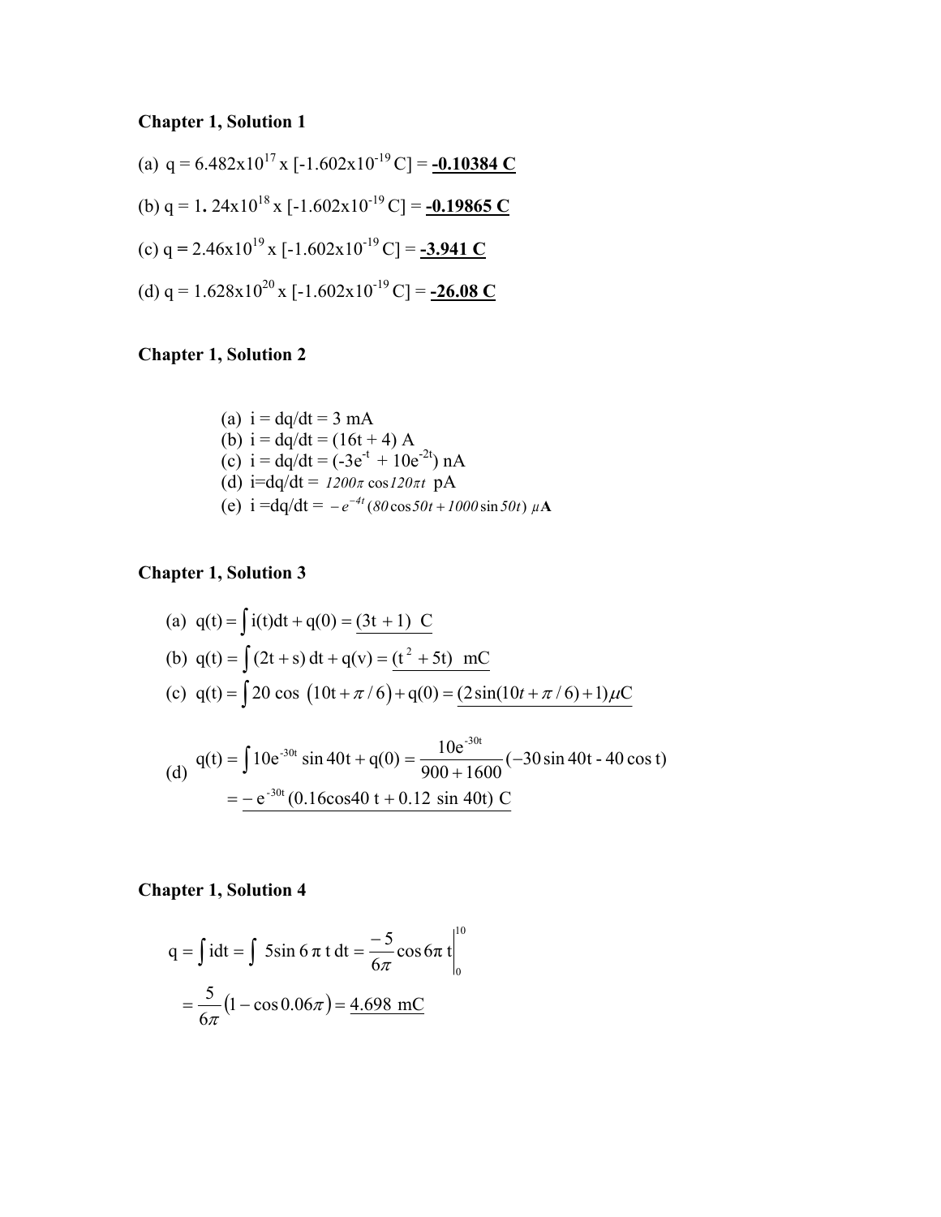**Chapter 1, Solution 1**

(a) $q = 6.482 \times 10^{17} \times [-1.602 \times 10^{-19}\ \text{C}] = \underline{\mathbf{-0.10384\ C}}$

(b) $q = 1.24 \times 10^{18} \times [-1.602 \times 10^{-19}\ \text{C}] = \underline{\mathbf{-0.19865\ C}}$

(c) $q = 2.46 \times 10^{19} \times [-1.602 \times 10^{-19}\ \text{C}] = \underline{\mathbf{-3.941\ C}}$

(d) $q = 1.628 \times 10^{20} \times [-1.602 \times 10^{-19}\ \text{C}] = \underline{\mathbf{-26.08\ C}}$

**Chapter 1, Solution 2**

(a) $i = dq/dt = 3$ mA
(b) $i = dq/dt = (16t + 4)$ A
(c) $i = dq/dt = (-3e^{-t} + 10e^{-2t})$ nA
(d) $i = dq/dt = 1200\pi \cos 120\pi t$ pA
(e) $i = dq/dt = -e^{-4t}(80\cos 50t + 1000\sin 50t)\ \mu\text{A}$

**Chapter 1, Solution 3**

(a) $q(t) = \int i(t)dt + q(0) = \underline{(3t + 1)\ \text{C}}$

(b) $q(t) = \int (2t + s)\, dt + q(v) = \underline{(t^2 + 5t)\ \text{mC}}$

(c) $q(t) = \int 20\cos\left(10t + \pi/6\right) + q(0) = \underline{(2\sin(10t + \pi/6) + 1)\mu\text{C}}$

(d) $$q(t) = \int 10e^{-30t}\sin 40t + q(0) = \frac{10e^{-30t}}{900 + 1600}(-30\sin 40t - 40\cos t)$$
$$= \underline{-e^{-30t}(0.16\cos 40t + 0.12\sin 40t)\ \text{C}}$$

**Chapter 1, Solution 4**

$$q = \int i dt = \int 5\sin 6\pi t\, dt = \frac{-5}{6\pi}\cos 6\pi t \Big|_0^{10}$$
$$= \frac{5}{6\pi}\left(1 - \cos 0.06\pi\right) = \underline{4.698\ \text{mC}}$$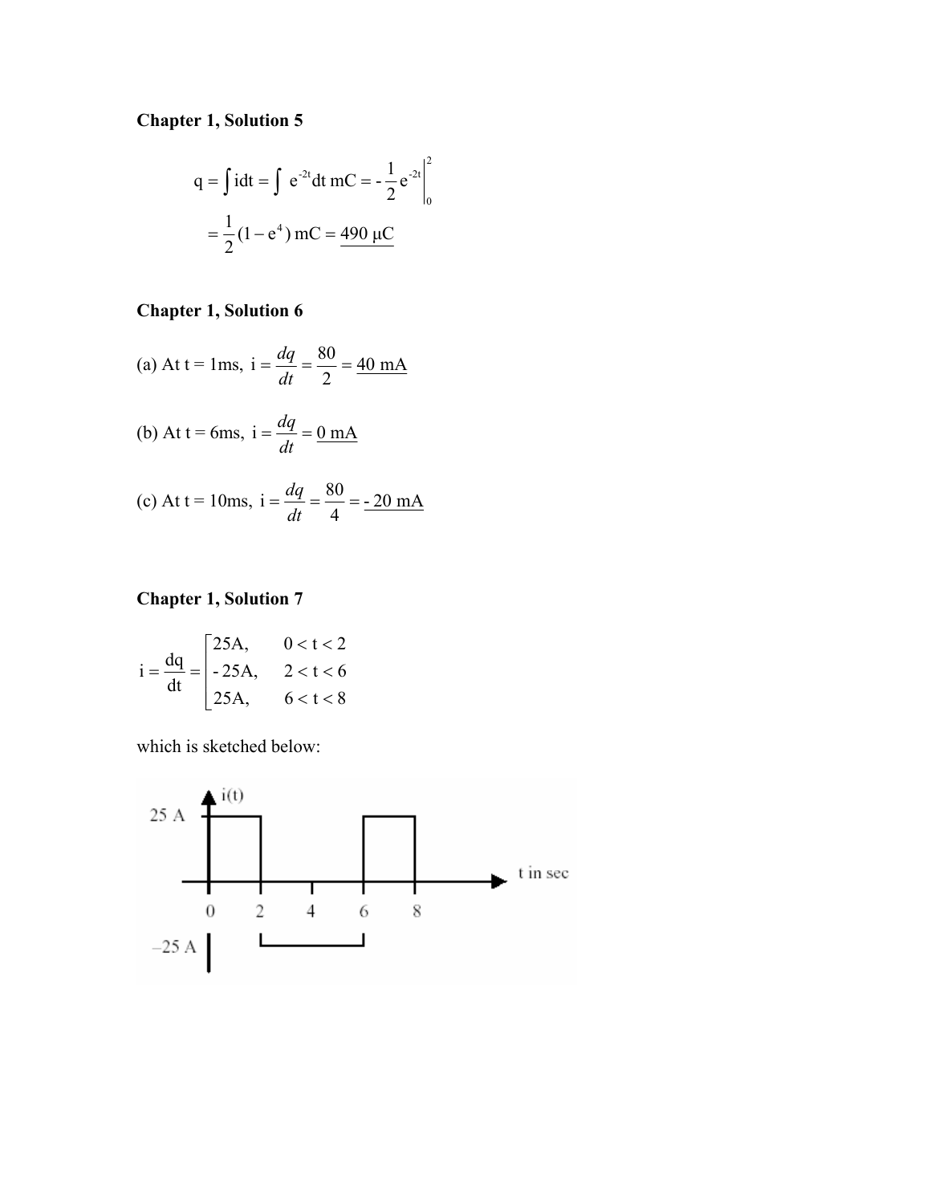**Chapter 1, Solution 5**

$$q = \int idt = \int\ e^{-2t}dt\ mC = -\frac{1}{2}e^{-2t}\Big|_0^2$$

$$= \frac{1}{2}(1 - e^{4})\ mC = \underline{490\ \mu C}$$

**Chapter 1, Solution 6**

(a) At t = 1ms, $i = \frac{dq}{dt} = \frac{80}{2} = \underline{40\ mA}$

(b) At t = 6ms, $i = \frac{dq}{dt} = \underline{0\ mA}$

(c) At t = 10ms, $i = \frac{dq}{dt} = \frac{80}{4} = \underline{-20\ mA}$

**Chapter 1, Solution 7**

$$i = \frac{dq}{dt} = \begin{bmatrix} 25A, & 0 < t < 2 \\ -25A, & 2 < t < 6 \\ 25A, & 6 < t < 8 \end{bmatrix}$$

which is sketched below:

i(t)

25 A

–25 A

0 2 4 6 8

t in sec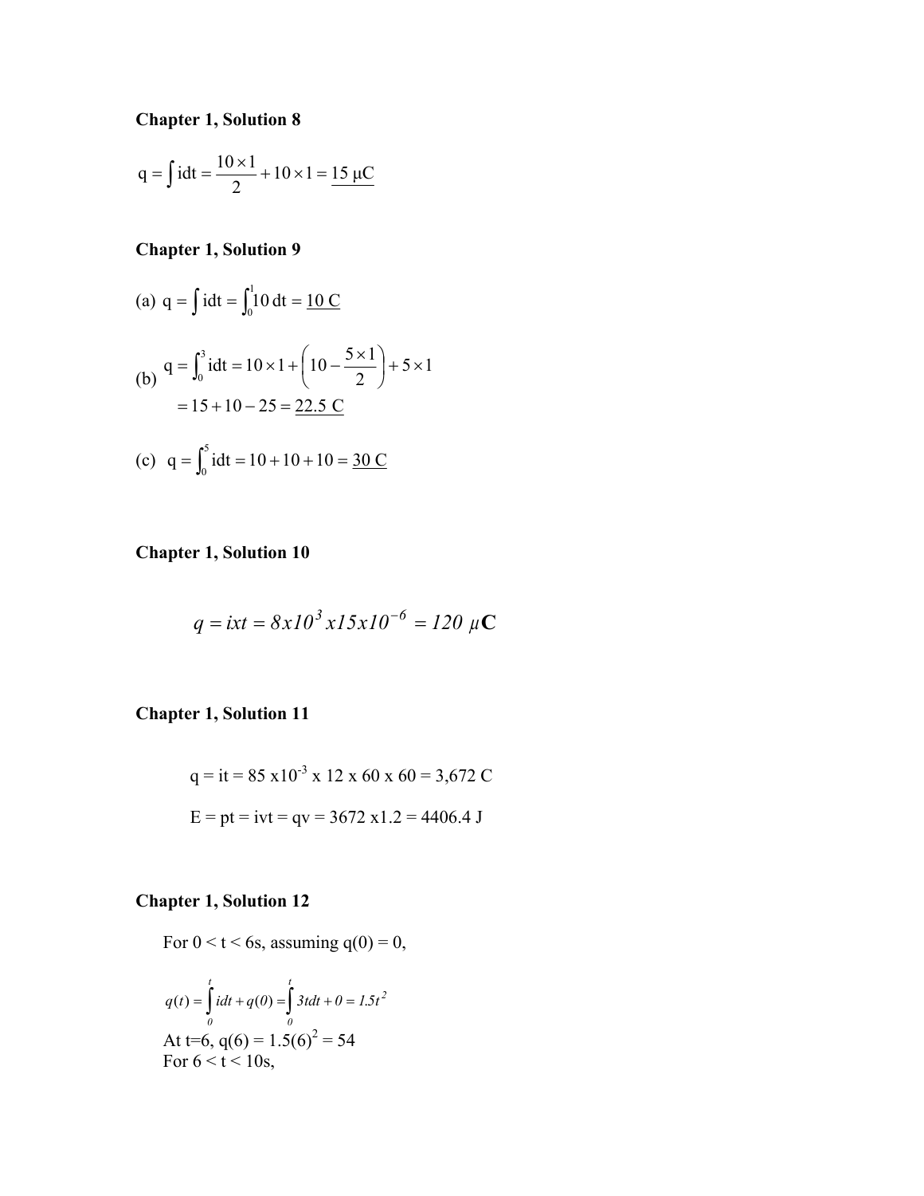**Chapter 1, Solution 8**

$$q = \int idt = \frac{10 \times 1}{2} + 10 \times 1 = \underline{15\ \mu C}$$

**Chapter 1, Solution 9**

(a) $q = \int idt = \int_0^1 10\, dt = \underline{10\ C}$

(b)
$$q = \int_0^3 idt = 10 \times 1 + \left(10 - \frac{5 \times 1}{2}\right) + 5 \times 1$$
$$= 15 + 10 - 25 = \underline{22.5\ C}$$

(c) $q = \int_0^5 idt = 10 + 10 + 10 = \underline{30\ C}$

**Chapter 1, Solution 10**

$$q = ixt = 8x10^3 x15x10^{-6} = 120\ \mu C$$

**Chapter 1, Solution 11**

q = it = 85 x$10^{-3}$ x 12 x 60 x 60 = 3,672 C

E = pt = ivt = qv = 3672 x1.2 = 4406.4 J

**Chapter 1, Solution 12**

For 0 < t < 6s, assuming q(0) = 0,

$$q(t) = \int_0^t idt + q(0) = \int_0^t 3tdt + 0 = 1.5t^2$$

At t=6, q(6) = $1.5(6)^2$ = 54

For 6 < t < 10s,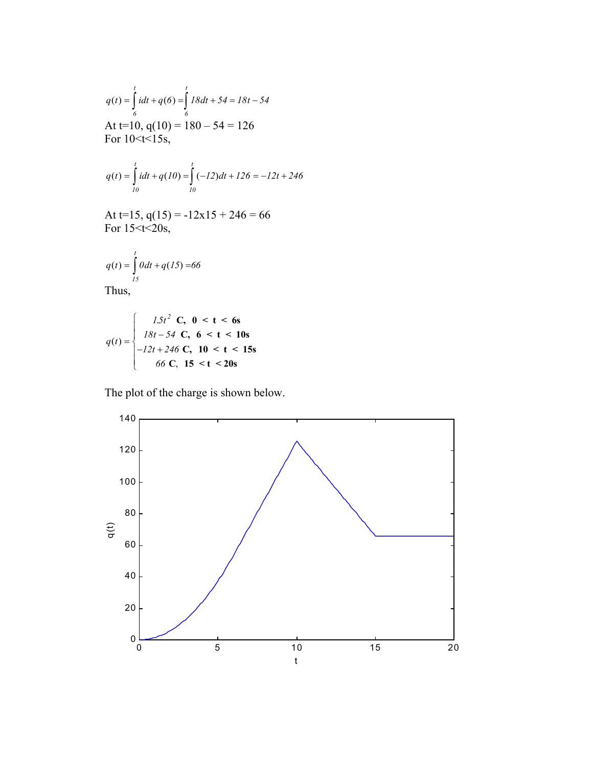$$q(t) = \int_6^t i dt + q(6) = \int_6^t 18 dt + 54 = 18t - 54$$

At t=10, q(10) = 180 – 54 = 126

For 10<t<15s,

$$q(t) = \int_{10}^t i dt + q(10) = \int_{10}^t (-12) dt + 126 = -12t + 246$$

At t=15, q(15) = -12x15 + 246 = 66

For 15<t<20s,

$$q(t) = \int_{15}^t 0 dt + q(15) = 66$$

Thus,

$$q(t) = \begin{cases} 1.5t^2 \text{ C}, & 0 < t < 6\text{s} \\ 18t - 54 \text{ C}, & 6 < t < 10\text{s} \\ -12t + 246 \text{ C}, & 10 < t < 15\text{s} \\ 66 \text{ C}, & 15 < t < 20\text{s} \end{cases}$$

The plot of the charge is shown below.

q(t)

140
120
100
80
60
40
20
0

0
5
10
15
20

t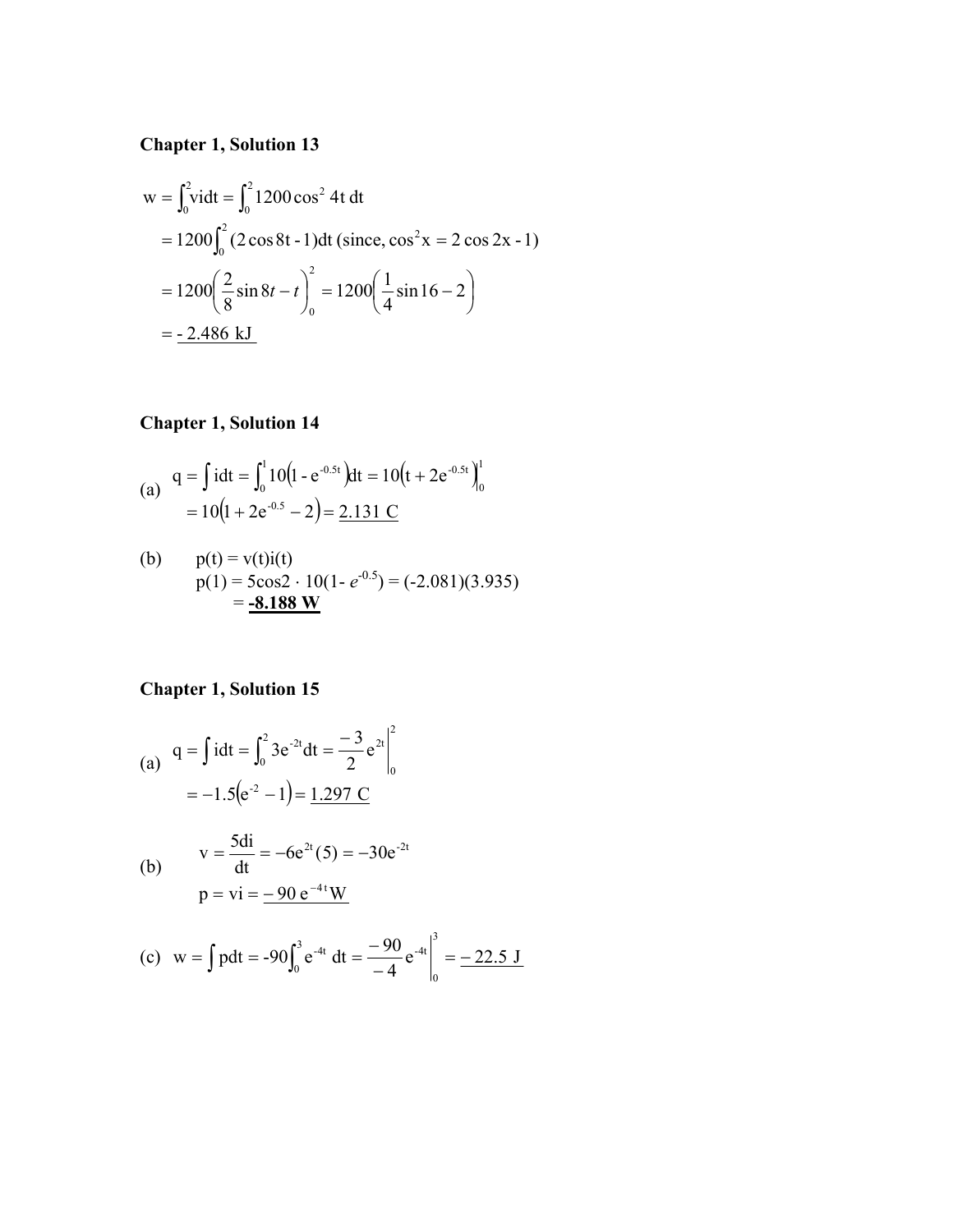## Chapter 1, Solution 13

$$w = \int_0^2 vi dt = \int_0^2 1200\cos^2 4t\, dt$$

$$= 1200\int_0^2 (2\cos 8t - 1)dt \text{ (since, } \cos^2 x = 2\cos 2x - 1)$$

$$= 1200\left(\frac{2}{8}\sin 8t - t\right)_0^2 = 1200\left(\frac{1}{4}\sin 16 - 2\right)$$

$$= \underline{-\ 2.486\ \text{kJ}}$$

## Chapter 1, Solution 14

(a) $$q = \int i dt = \int_0^1 10\left(1 - e^{-0.5t}\right)dt = 10\left(t + 2e^{-0.5t}\right)\Big|_0^1$$

$$= 10\left(1 + 2e^{-0.5} - 2\right) = \underline{2.131\ \text{C}}$$

(b) $p(t) = v(t)i(t)$

$p(1) = 5\cos 2 \cdot 10(1 - e^{-0.5}) = (-2.081)(3.935)$

$= \underline{\textbf{-8.188 W}}$

## Chapter 1, Solution 15

(a) $$q = \int i dt = \int_0^2 3e^{-2t}dt = \frac{-3}{2}e^{2t}\Big|_0^2$$

$$= -1.5\left(e^{-2} - 1\right) = \underline{1.297\ \text{C}}$$

(b) $$v = \frac{5di}{dt} = -6e^{2t}(5) = -30e^{-2t}$$

$$p = vi = \underline{-90\, e^{-4t}\, \text{W}}$$

(c) $$w = \int pdt = -90\int_0^3 e^{-4t}\, dt = \frac{-90}{-4}e^{-4t}\Big|_0^3 = \underline{-22.5\ \text{J}}$$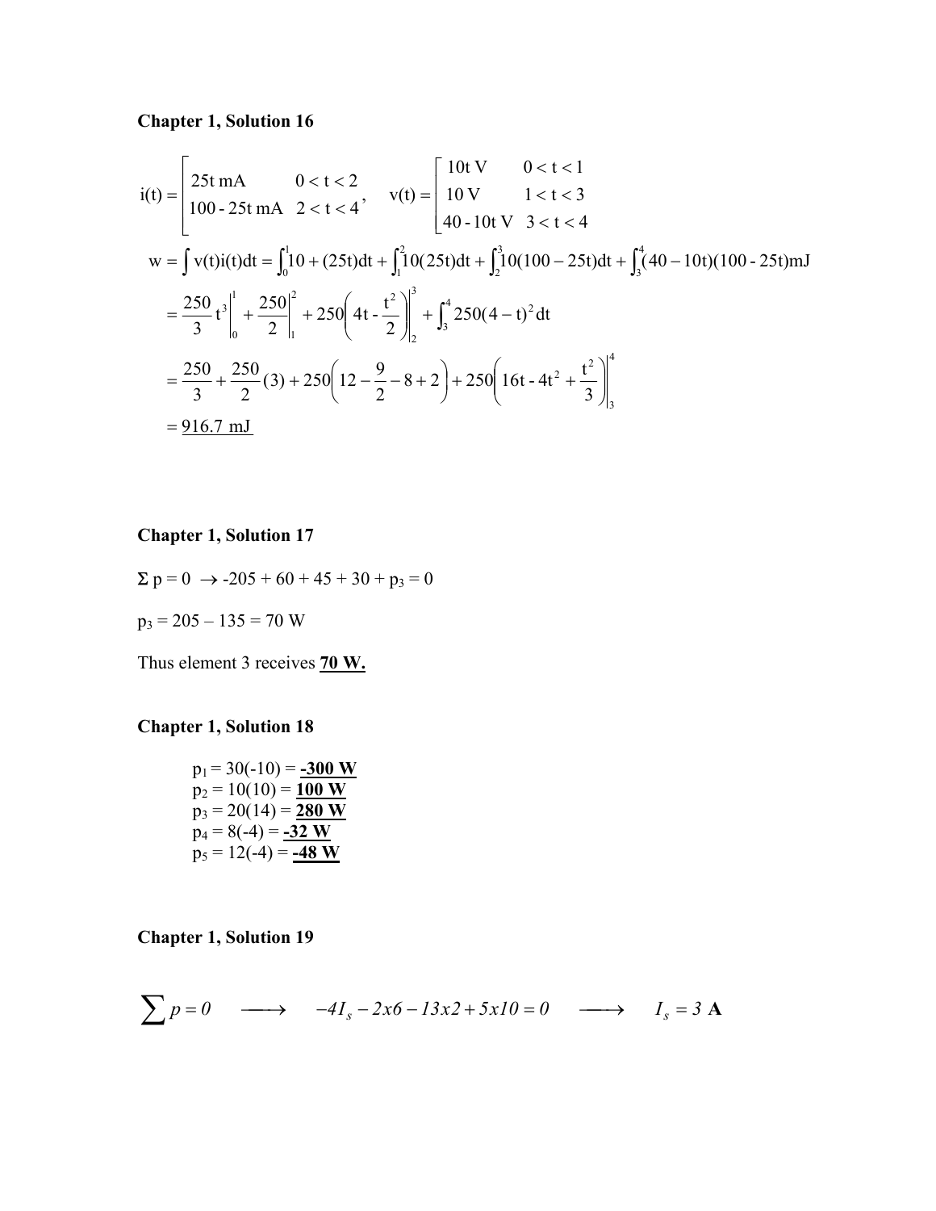**Chapter 1, Solution 16**

$$i(t) = \begin{bmatrix} 25\text{t mA} & 0 < t < 2 \\ 100 - 25\text{t mA} & 2 < t < 4 \end{bmatrix}, \quad v(t) = \begin{bmatrix} 10\text{t V} & 0 < t < 1 \\ 10\text{ V} & 1 < t < 3 \\ 40 - 10\text{t V} & 3 < t < 4 \end{bmatrix}$$

$$w = \int v(t)i(t)dt = \int_0^1 10 + (25t)dt + \int_1^2 10(25t)dt + \int_2^3 10(100 - 25t)dt + \int_3^4 (40 - 10t)(100 - 25t)\text{mJ}$$

$$= \frac{250}{3}t^3\bigg|_0^1 + \frac{250}{2}\bigg|_1^2 + 250\left(4t - \frac{t^2}{2}\right)\bigg|_2^3 + \int_3^4 250(4-t)^2 dt$$

$$= \frac{250}{3} + \frac{250}{2}(3) + 250\left(12 - \frac{9}{2} - 8 + 2\right) + 250\left(16t - 4t^2 + \frac{t^2}{3}\right)\bigg|_3^4$$

$$= \underline{916.7 \text{ mJ}}$$

**Chapter 1, Solution 17**

$\Sigma$ p = 0 $\rightarrow$ -205 + 60 + 45 + 30 + $p_3$ = 0

$p_3$ = 205 – 135 = 70 W

Thus element 3 receives **70 W.**

**Chapter 1, Solution 18**

$p_1$ = 30(-10) = **-300 W**
$p_2$ = 10(10) = **100 W**
$p_3$ = 20(14) = **280 W**
$p_4$ = 8(-4) = **-32 W**
$p_5$ = 12(-4) = **-48 W**

**Chapter 1, Solution 19**

$$\sum p = 0 \quad \longrightarrow \quad -4I_s - 2x6 - 13x2 + 5x10 = 0 \quad \longrightarrow \quad I_s = 3 \text{ A}$$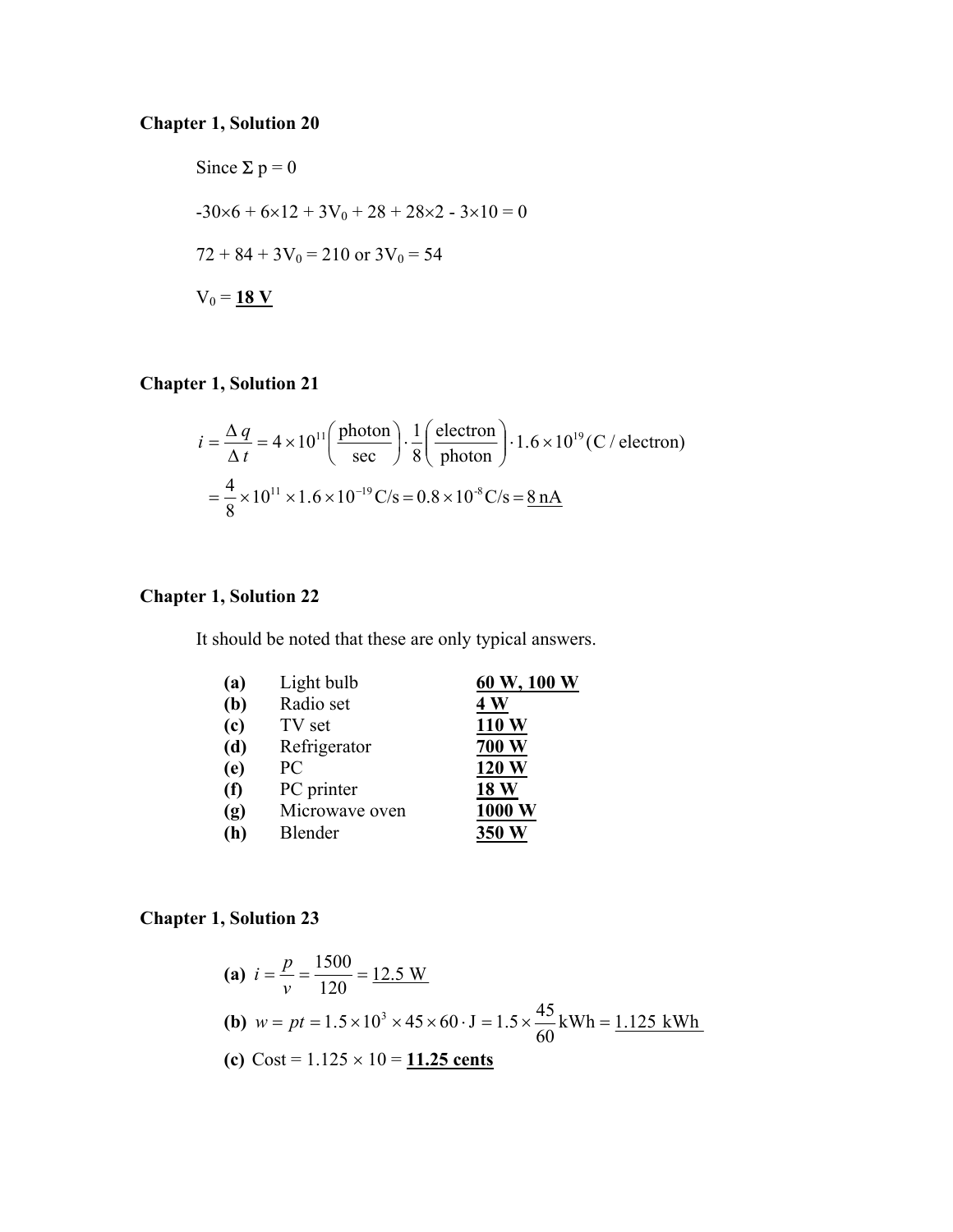**Chapter 1, Solution 20**

Since Σ p = 0

$-30\times6 + 6\times12 + 3V_0 + 28 + 28\times2 - 3\times10 = 0$

$72 + 84 + 3V_0 = 210$ or $3V_0 = 54$

$V_0 =$ **18 V**

**Chapter 1, Solution 21**

$$i = \frac{\Delta q}{\Delta t} = 4\times10^{11}\left(\frac{\text{photon}}{\text{sec}}\right)\cdot\frac{1}{8}\left(\frac{\text{electron}}{\text{photon}}\right)\cdot1.6\times10^{19}(\text{C / electron})$$

$$= \frac{4}{8}\times10^{11}\times1.6\times10^{-19}\,\text{C/s} = 0.8\times10^{-8}\,\text{C/s} = \underline{8\text{ nA}}$$

**Chapter 1, Solution 22**

It should be noted that these are only typical answers.

| | | |
|---|---|---|
| **(a)** | Light bulb | **60 W, 100 W** |
| **(b)** | Radio set | **4 W** |
| **(c)** | TV set | **110 W** |
| **(d)** | Refrigerator | **700 W** |
| **(e)** | PC | **120 W** |
| **(f)** | PC printer | **18 W** |
| **(g)** | Microwave oven | **1000 W** |
| **(h)** | Blender | **350 W** |

**Chapter 1, Solution 23**

**(a)** $i = \dfrac{p}{v} = \dfrac{1500}{120} = \underline{12.5\text{ W}}$

**(b)** $w = pt = 1.5\times10^3\times45\times60\cdot\text{J} = 1.5\times\dfrac{45}{60}\text{kWh} = \underline{1.125\text{ kWh}}$

**(c)** Cost = 1.125 × 10 = **11.25 cents**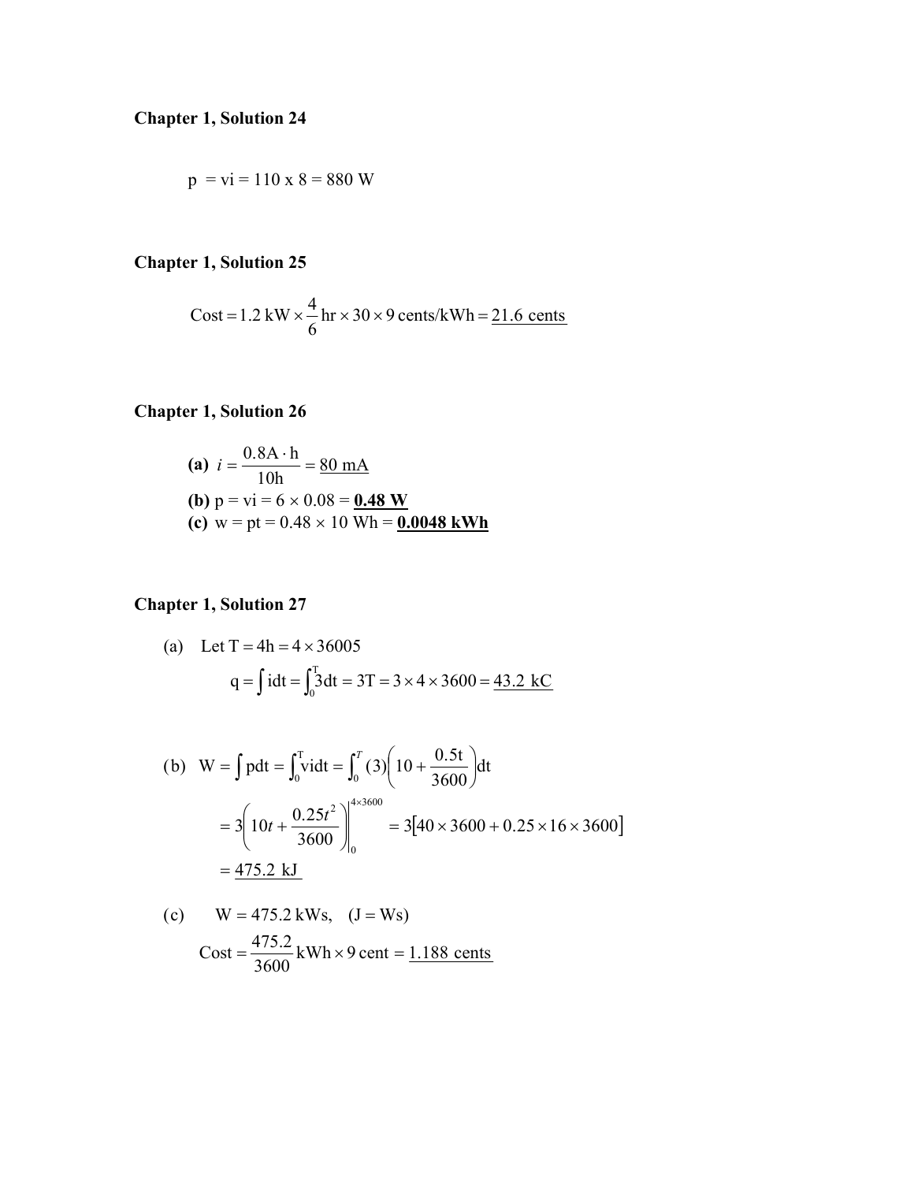**Chapter 1, Solution 24**

$$p = vi = 110 \times 8 = 880 \text{ W}$$

**Chapter 1, Solution 25**

$$\text{Cost} = 1.2 \text{ kW} \times \frac{4}{6} \text{hr} \times 30 \times 9 \text{ cents/kWh} = \underline{21.6 \text{ cents}}$$

**Chapter 1, Solution 26**

**(a)** $i = \dfrac{0.8\text{A} \cdot \text{h}}{10\text{h}} = \underline{80 \text{ mA}}$

**(b)** $p = vi = 6 \times 0.08 = \underline{\mathbf{0.48 \text{ W}}}$

**(c)** $w = pt = 0.48 \times 10 \text{ Wh} = \underline{\mathbf{0.0048 \text{ kWh}}}$

**Chapter 1, Solution 27**

(a) Let $T = 4\text{h} = 4 \times 36005$

$$q = \int idt = \int_0^T 3dt = 3T = 3 \times 4 \times 3600 = \underline{43.2 \text{ kC}}$$

(b)
$$W = \int pdt = \int_0^T vidt = \int_0^T (3)\left(10 + \frac{0.5t}{3600}\right)dt$$

$$= 3\left(10t + \frac{0.25t^2}{3600}\right)\Bigg|_0^{4\times 3600} = 3\left[40 \times 3600 + 0.25 \times 16 \times 3600\right]$$

$$= \underline{475.2 \text{ kJ}}$$

(c) $W = 475.2 \text{ kWs}, \quad (\text{J} = \text{Ws})$

$$\text{Cost} = \frac{475.2}{3600} \text{kWh} \times 9 \text{ cent} = \underline{1.188 \text{ cents}}$$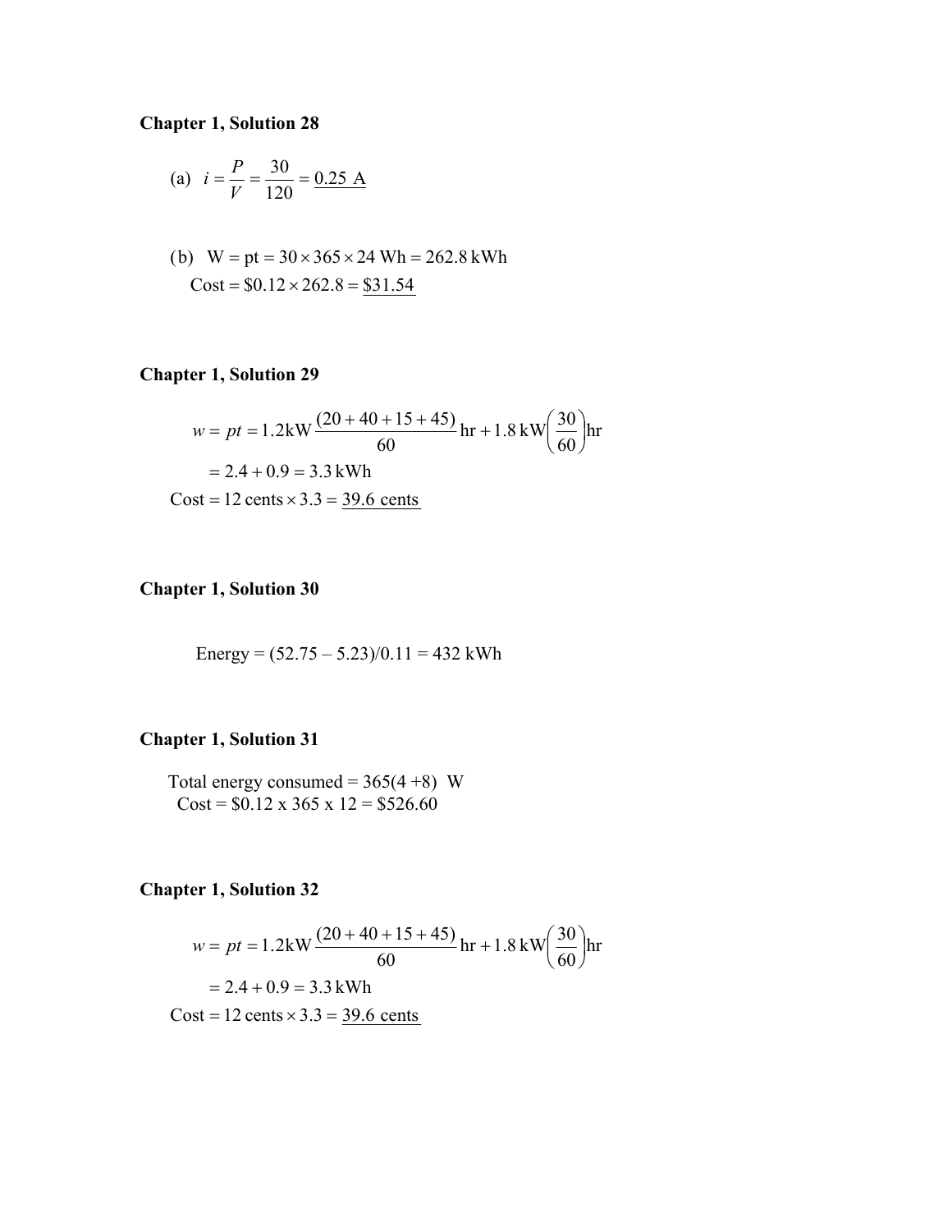**Chapter 1, Solution 28**

(a) $i = \dfrac{P}{V} = \dfrac{30}{120} = \underline{0.25 \text{ A}}$

(b) $\text{W} = \text{pt} = 30 \times 365 \times 24 \text{ Wh} = 262.8 \text{ kWh}$
$\text{Cost} = \$0.12 \times 262.8 = \underline{\$31.54}$

**Chapter 1, Solution 29**

$$w = pt = 1.2\text{kW} \frac{(20 + 40 + 15 + 45)}{60} \text{hr} + 1.8 \text{ kW}\left(\frac{30}{60}\right)\text{hr}$$
$$= 2.4 + 0.9 = 3.3 \text{ kWh}$$
$$\text{Cost} = 12 \text{ cents} \times 3.3 = \underline{39.6 \text{ cents}}$$

**Chapter 1, Solution 30**

Energy = (52.75 – 5.23)/0.11 = 432 kWh

**Chapter 1, Solution 31**

Total energy consumed = 365(4 +8) W
Cost = $0.12 x 365 x 12 = $526.60

**Chapter 1, Solution 32**

$$w = pt = 1.2\text{kW} \frac{(20 + 40 + 15 + 45)}{60} \text{hr} + 1.8 \text{ kW}\left(\frac{30}{60}\right)\text{hr}$$
$$= 2.4 + 0.9 = 3.3 \text{ kWh}$$
$$\text{Cost} = 12 \text{ cents} \times 3.3 = \underline{39.6 \text{ cents}}$$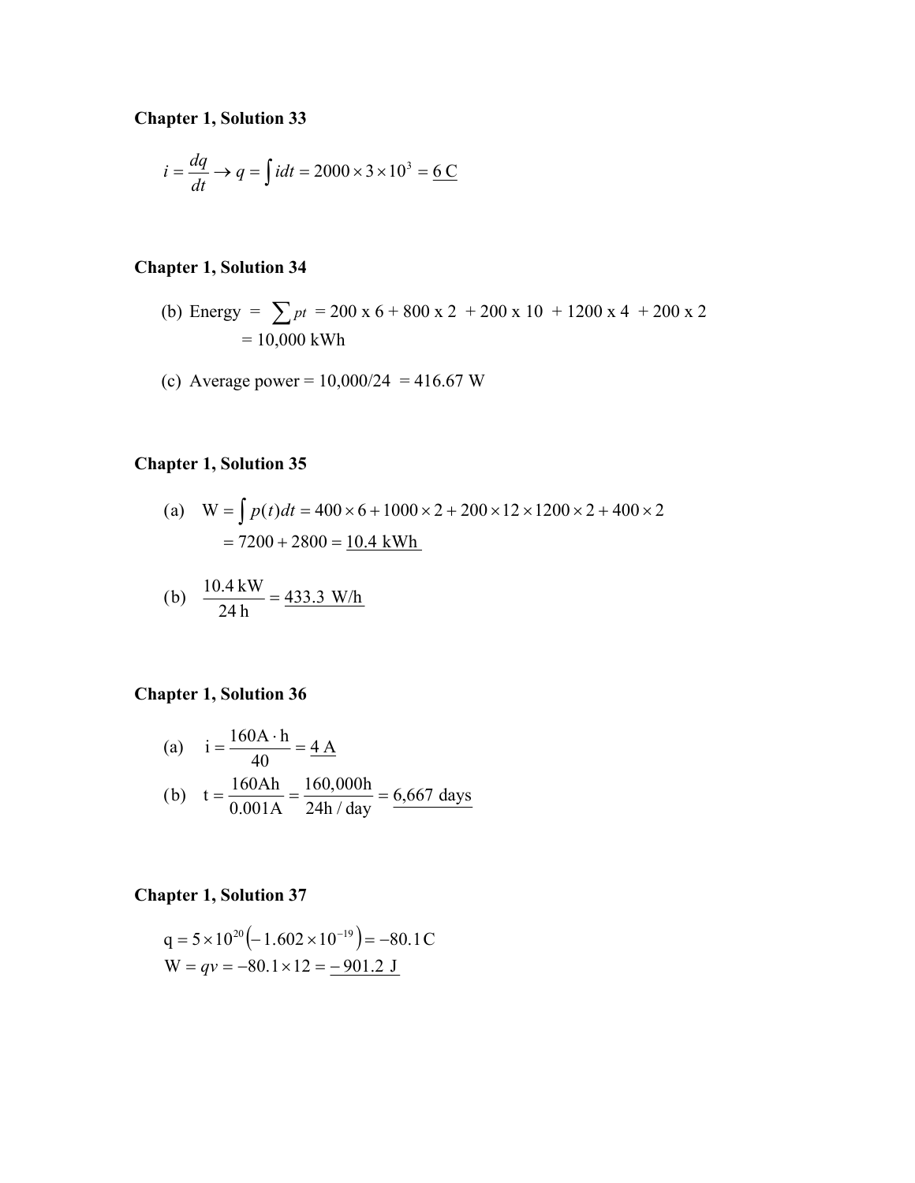**Chapter 1, Solution 33**

$$i = \frac{dq}{dt} \rightarrow q = \int idt = 2000 \times 3 \times 10^{3} = \underline{6\text{ C}}$$

**Chapter 1, Solution 34**

(b) Energy = $\sum pt$ = 200 x 6 + 800 x 2 + 200 x 10 + 1200 x 4 + 200 x 2
= 10,000 kWh

(c) Average power = 10,000/24 = 416.67 W

**Chapter 1, Solution 35**

$$\text{(a)} \quad \text{W} = \int p(t)dt = 400 \times 6 + 1000 \times 2 + 200 \times 12 \times 1200 \times 2 + 400 \times 2$$
$$= 7200 + 2800 = \underline{10.4 \text{ kWh}}$$

$$\text{(b)} \quad \frac{10.4\text{ kW}}{24\text{ h}} = \underline{433.3 \text{ W/h}}$$

**Chapter 1, Solution 36**

$$\text{(a)} \quad \text{i} = \frac{160\text{A} \cdot \text{h}}{40} = \underline{4\text{ A}}$$

$$\text{(b)} \quad \text{t} = \frac{160\text{Ah}}{0.001\text{A}} = \frac{160{,}000\text{h}}{24\text{h / day}} = \underline{6{,}667 \text{ days}}$$

**Chapter 1, Solution 37**

$$\text{q} = 5 \times 10^{20}\left(-1.602 \times 10^{-19}\right) = -80.1\,\text{C}$$
$$\text{W} = qv = -80.1 \times 12 = \underline{-901.2 \text{ J}}$$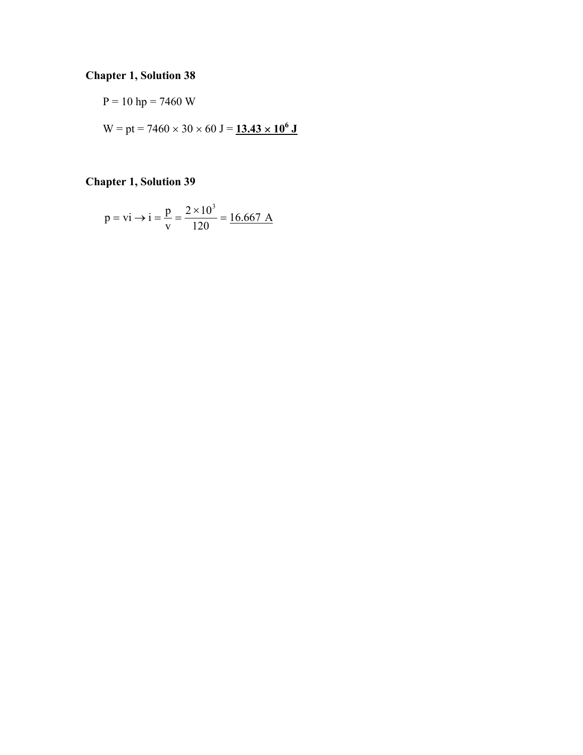**Chapter 1, Solution 38**

P = 10 hp = 7460 W

W = pt = 7460 × 30 × 60 J = **$\underline{13.43 \times 10^6 \text{ J}}$**

**Chapter 1, Solution 39**

$$p = vi \rightarrow i = \frac{p}{v} = \frac{2 \times 10^3}{120} = \underline{16.667 \text{ A}}$$